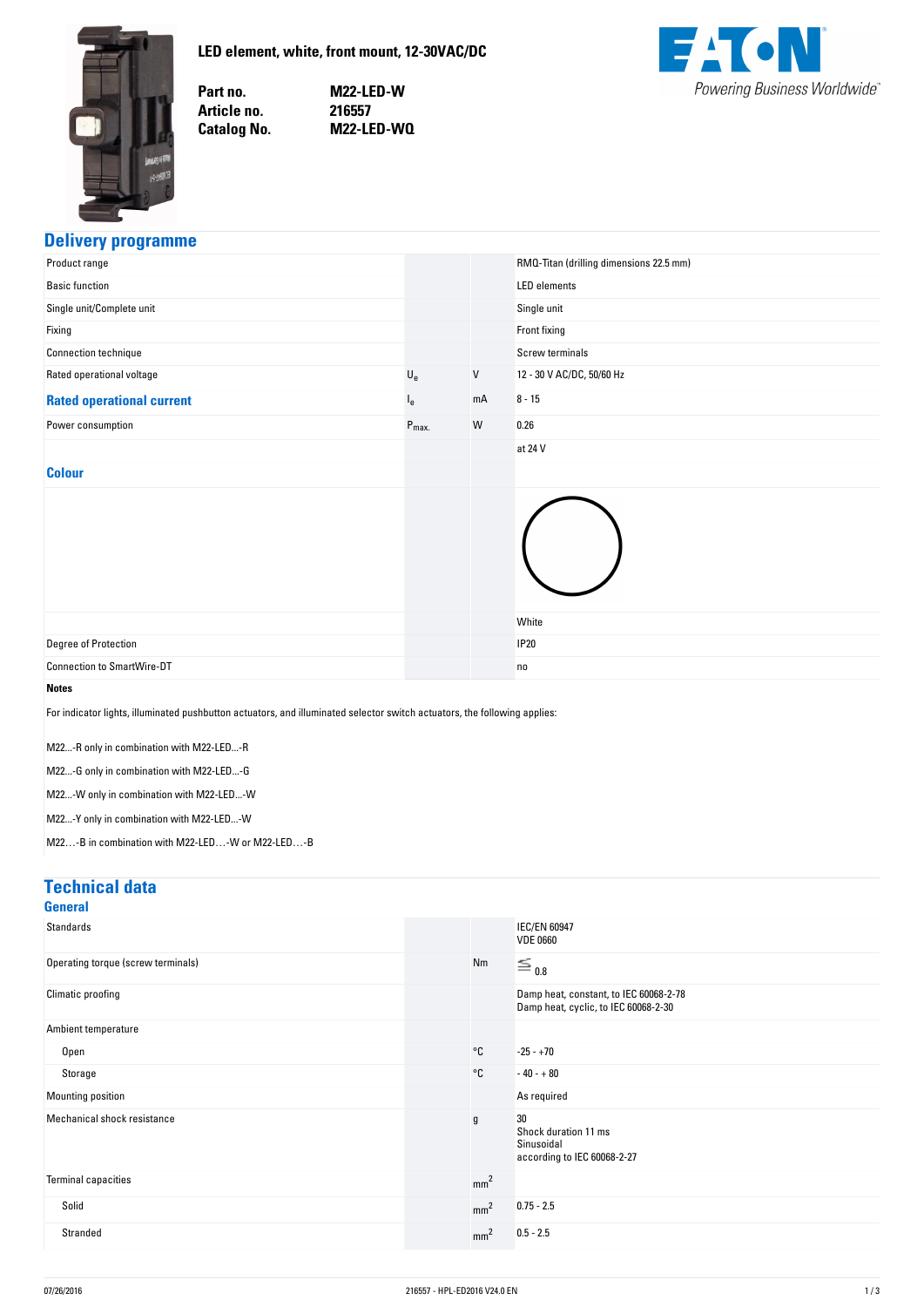# LED element, white, front mount, 12-30VAC/DC

| | |
|---|---|
| **Part no.** | **M22-LED-W** |
| **Article no.** | **216557** |
| **Catalog No.** | **M22-LED-WQ** |

## Delivery programme

| | | | |
|---|---|---|---|
| Product range | | | RMQ-Titan (drilling dimensions 22.5 mm) |
| Basic function | | | LED elements |
| Single unit/Complete unit | | | Single unit |
| Fixing | | | Front fixing |
| Connection technique | | | Screw terminals |
| Rated operational voltage | $U_e$ | V | 12 - 30 V AC/DC, 50/60 Hz |
| **Rated operational current** | $I_e$ | mA | 8 - 15 |
| Power consumption | $P_{max.}$ | W | 0.26 |
| | | | at 24 V |
| **Colour** | | | White |
| Degree of Protection | | | IP20 |
| Connection to SmartWire-DT | | | no |

**Notes**

For indicator lights, illuminated pushbutton actuators, and illuminated selector switch actuators, the following applies:

M22...-R only in combination with M22-LED...-R

M22...-G only in combination with M22-LED...-G

M22...-W only in combination with M22-LED...-W

M22...-Y only in combination with M22-LED...-W

M22…-B in combination with M22-LED…-W or M22-LED…-B

## Technical data

### General

| | | | |
|---|---|---|---|
| Standards | | | IEC/EN 60947<br>VDE 0660 |
| Operating torque (screw terminals) | | Nm | ≦ 0.8 |
| Climatic proofing | | | Damp heat, constant, to IEC 60068-2-78<br>Damp heat, cyclic, to IEC 60068-2-30 |
| Ambient temperature | | | |
| Open | | °C | -25 - +70 |
| Storage | | °C | - 40 - + 80 |
| Mounting position | | | As required |
| Mechanical shock resistance | | g | 30<br>Shock duration 11 ms<br>Sinusoidal<br>according to IEC 60068-2-27 |
| Terminal capacities | | $mm^2$ | |
| Solid | | $mm^2$ | 0.75 - 2.5 |
| Stranded | | $mm^2$ | 0.5 - 2.5 |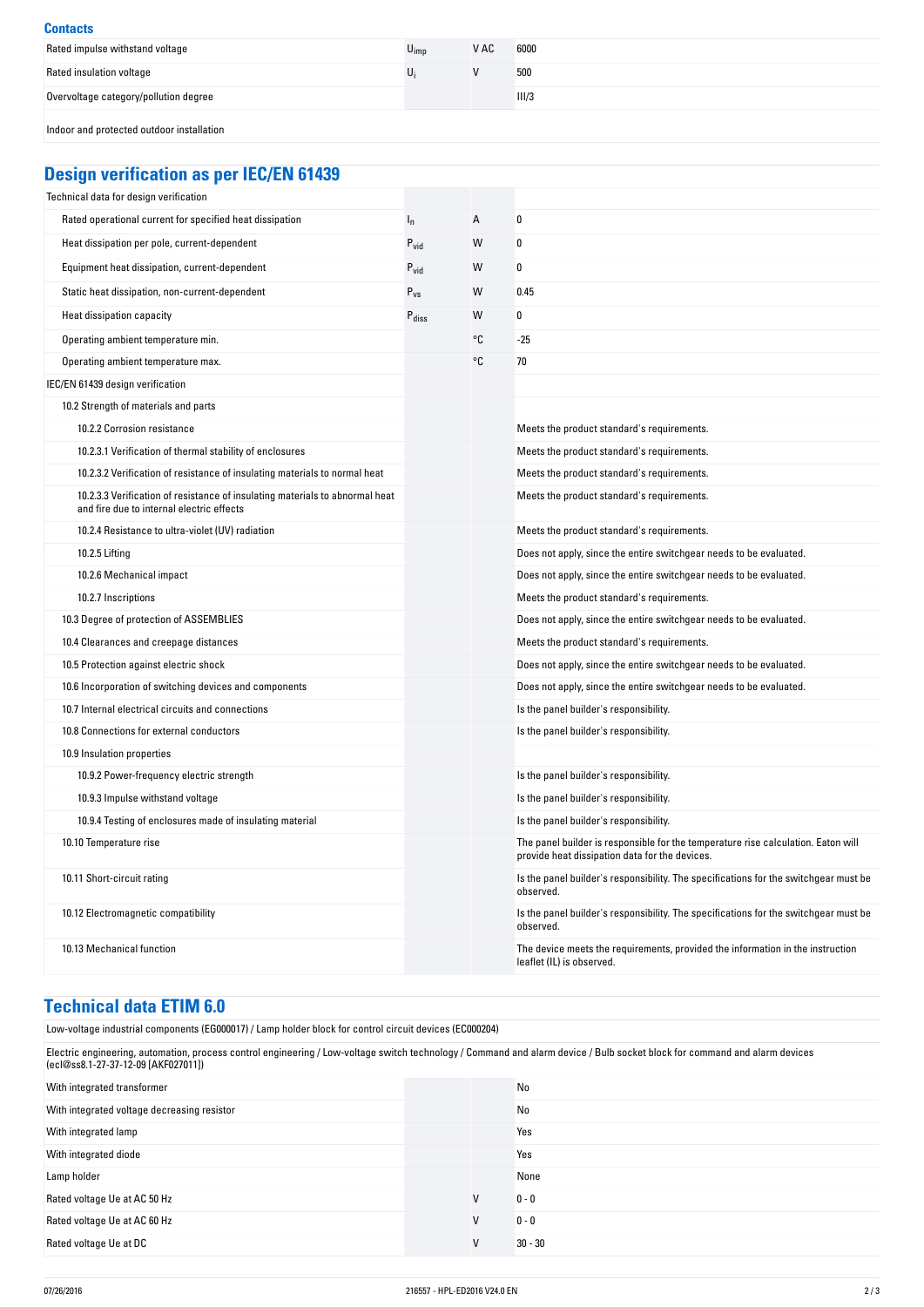## Contacts

| | | | |
|---|---|---|---|
| Rated impulse withstand voltage | $U_{imp}$ | V AC | 6000 |
| Rated insulation voltage | $U_i$ | V | 500 |
| Overvoltage category/pollution degree | | | III/3 |
| Indoor and protected outdoor installation | | | |

## Design verification as per IEC/EN 61439

| | | | |
|---|---|---|---|
| Technical data for design verification | | | |
| Rated operational current for specified heat dissipation | $I_n$ | A | 0 |
| Heat dissipation per pole, current-dependent | $P_{vid}$ | W | 0 |
| Equipment heat dissipation, current-dependent | $P_{vid}$ | W | 0 |
| Static heat dissipation, non-current-dependent | $P_{vs}$ | W | 0.45 |
| Heat dissipation capacity | $P_{diss}$ | W | 0 |
| Operating ambient temperature min. | | °C | -25 |
| Operating ambient temperature max. | | °C | 70 |
| IEC/EN 61439 design verification | | | |
| 10.2 Strength of materials and parts | | | |
| 10.2.2 Corrosion resistance | | | Meets the product standard's requirements. |
| 10.2.3.1 Verification of thermal stability of enclosures | | | Meets the product standard's requirements. |
| 10.2.3.2 Verification of resistance of insulating materials to normal heat | | | Meets the product standard's requirements. |
| 10.2.3.3 Verification of resistance of insulating materials to abnormal heat and fire due to internal electric effects | | | Meets the product standard's requirements. |
| 10.2.4 Resistance to ultra-violet (UV) radiation | | | Meets the product standard's requirements. |
| 10.2.5 Lifting | | | Does not apply, since the entire switchgear needs to be evaluated. |
| 10.2.6 Mechanical impact | | | Does not apply, since the entire switchgear needs to be evaluated. |
| 10.2.7 Inscriptions | | | Meets the product standard's requirements. |
| 10.3 Degree of protection of ASSEMBLIES | | | Does not apply, since the entire switchgear needs to be evaluated. |
| 10.4 Clearances and creepage distances | | | Meets the product standard's requirements. |
| 10.5 Protection against electric shock | | | Does not apply, since the entire switchgear needs to be evaluated. |
| 10.6 Incorporation of switching devices and components | | | Does not apply, since the entire switchgear needs to be evaluated. |
| 10.7 Internal electrical circuits and connections | | | Is the panel builder's responsibility. |
| 10.8 Connections for external conductors | | | Is the panel builder's responsibility. |
| 10.9 Insulation properties | | | |
| 10.9.2 Power-frequency electric strength | | | Is the panel builder's responsibility. |
| 10.9.3 Impulse withstand voltage | | | Is the panel builder's responsibility. |
| 10.9.4 Testing of enclosures made of insulating material | | | Is the panel builder's responsibility. |
| 10.10 Temperature rise | | | The panel builder is responsible for the temperature rise calculation. Eaton will provide heat dissipation data for the devices. |
| 10.11 Short-circuit rating | | | Is the panel builder's responsibility. The specifications for the switchgear must be observed. |
| 10.12 Electromagnetic compatibility | | | Is the panel builder's responsibility. The specifications for the switchgear must be observed. |
| 10.13 Mechanical function | | | The device meets the requirements, provided the information in the instruction leaflet (IL) is observed. |

## Technical data ETIM 6.0

Low-voltage industrial components (EG000017) / Lamp holder block for control circuit devices (EC000204)

Electric engineering, automation, process control engineering / Low-voltage switch technology / Command and alarm device / Bulb socket block for command and alarm devices (ecl@ss8.1-27-37-12-09 [AKF027011])

| | | | |
|---|---|---|---|
| With integrated transformer | | | No |
| With integrated voltage decreasing resistor | | | No |
| With integrated lamp | | | Yes |
| With integrated diode | | | Yes |
| Lamp holder | | | None |
| Rated voltage Ue at AC 50 Hz | | V | 0 - 0 |
| Rated voltage Ue at AC 60 Hz | | V | 0 - 0 |
| Rated voltage Ue at DC | | V | 30 - 30 |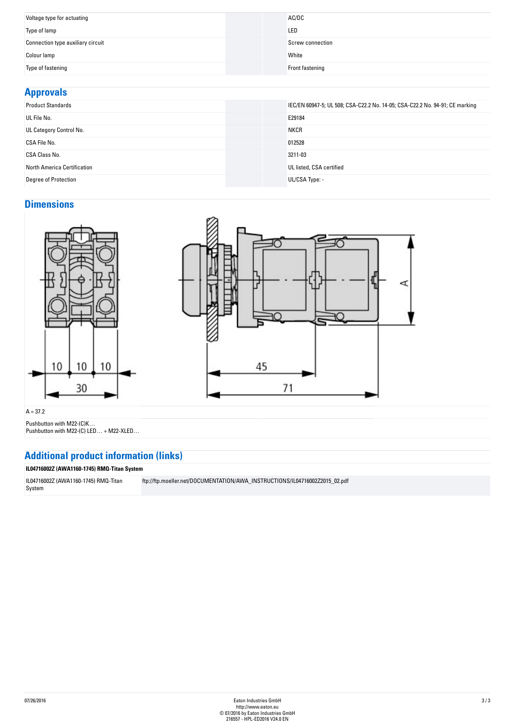| | |
|---|---|
| Voltage type for actuating | AC/DC |
| Type of lamp | LED |
| Connection type auxiliary circuit | Screw connection |
| Colour lamp | White |
| Type of fastening | Front fastening |

## Approvals

| | |
|---|---|
| Product Standards | IEC/EN 60947-5; UL 508; CSA-C22.2 No. 14-05; CSA-C22.2 No. 94-91; CE marking |
| UL File No. | E29184 |
| UL Category Control No. | NKCR |
| CSA File No. | 012528 |
| CSA Class No. | 3211-03 |
| North America Certification | UL listed, CSA certified |
| Degree of Protection | UL/CSA Type: - |

## Dimensions

10 10 10

30

45

71

A

A = 37.2

Pushbutton with M22-(C)K…
Pushbutton with M22-(C) LED… + M22-XLED…

## Additional product information (links)

**IL04716002Z (AWA1160-1745) RMQ-Titan System**

| | |
|---|---|
| IL04716002Z (AWA1160-1745) RMQ-Titan System | ftp://ftp.moeller.net/DOCUMENTATION/AWA_INSTRUCTIONS/IL04716002Z2015_02.pdf |

07/26/2016

Eaton Industries GmbH
http://www.eaton.eu
© 07/2016 by Eaton Industries GmbH
216557 - HPL-ED2016 V24.0 EN